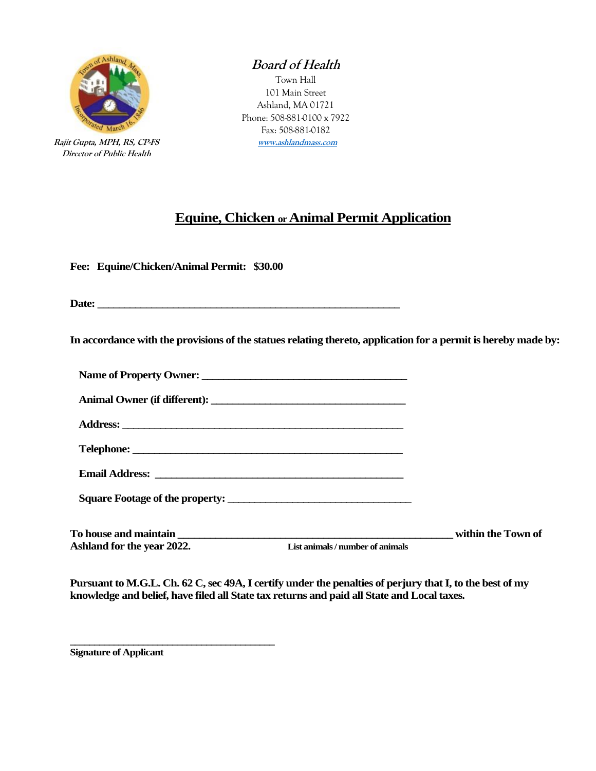***Board of Health***

Town Hall
101 Main Street
Ashland, MA 01721
Phone: 508-881-0100 x 7922
Fax: 508-881-0182
www.ashlandmass.com

***Rajit Gupta, MPH, RS, CP-FS***
***Director of Public Health***

# Equine, Chicken or Animal Permit Application

**Fee: Equine/Chicken/Animal Permit: $30.00**

**Date:** ______________________________________________________

**In accordance with the provisions of the statues relating thereto, application for a permit is hereby made by:**

**Name of Property Owner:** ____________________________________

**Animal Owner (if different):** ___________________________________

**Address:** ____________________________________________________

**Telephone:** __________________________________________________

**Email Address:** ______________________________________________

**Square Footage of the property:** _________________________________

**To house and maintain** __________________________________________________ **within the Town of Ashland for the year 2022.**
**List animals / number of animals**

**Pursuant to M.G.L. Ch. 62 C, sec 49A, I certify under the penalties of perjury that I, to the best of my knowledge and belief, have filed all State tax returns and paid all State and Local taxes.**

______________________________________
**Signature of Applicant**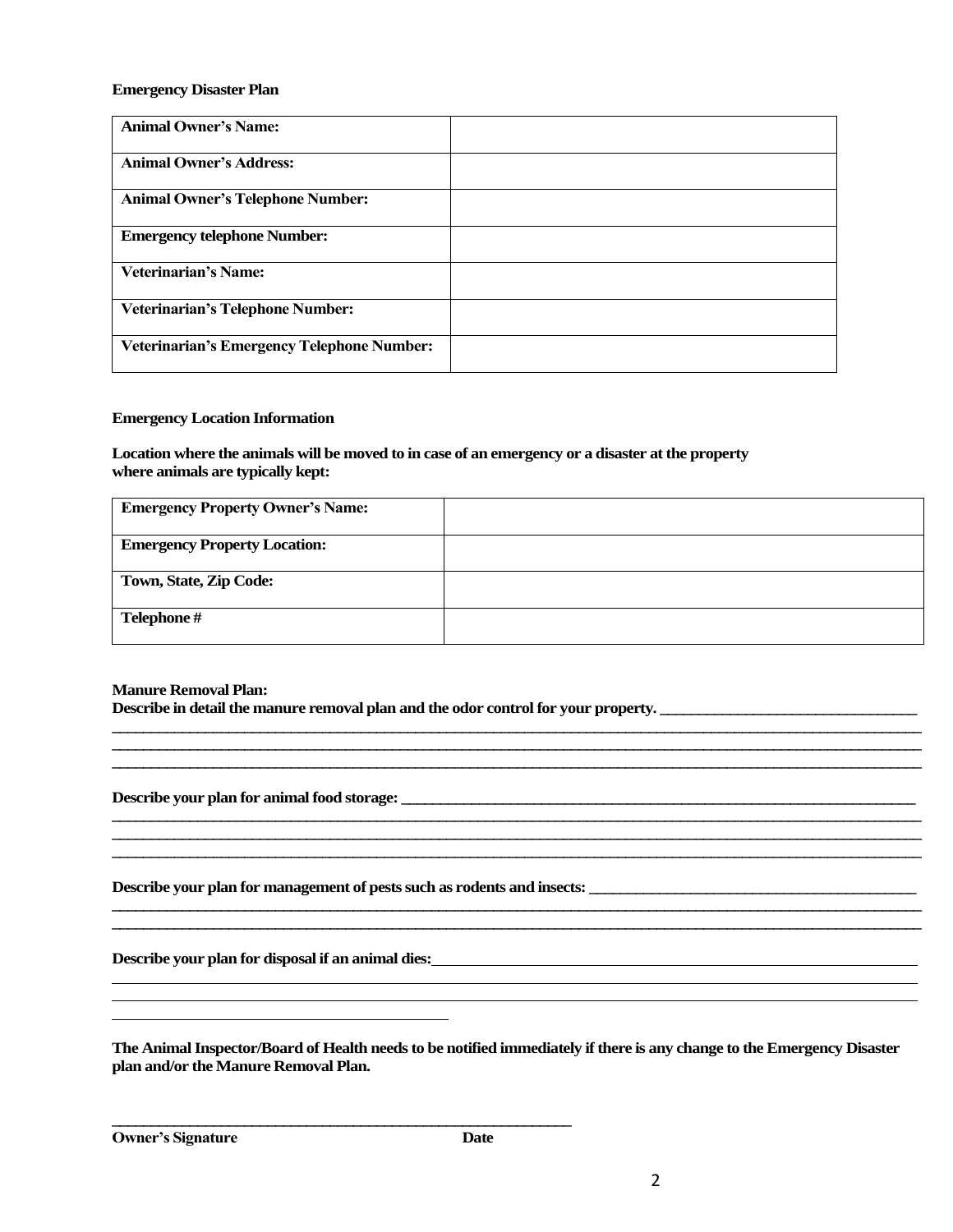**Emergency Disaster Plan**

| | |
|---|---|
| **Animal Owner's Name:** | |
| **Animal Owner's Address:** | |
| **Animal Owner's Telephone Number:** | |
| **Emergency telephone Number:** | |
| **Veterinarian's Name:** | |
| **Veterinarian's Telephone Number:** | |
| **Veterinarian's Emergency Telephone Number:** | |

**Emergency Location Information**

**Location where the animals will be moved to in case of an emergency or a disaster at the property where animals are typically kept:**

| | |
|---|---|
| **Emergency Property Owner's Name:** | |
| **Emergency Property Location:** | |
| **Town, State, Zip Code:** | |
| **Telephone #** | |

**Manure Removal Plan:**

**Describe in detail the manure removal plan and the odor control for your property.** ___________________________________

_____________________________________________________________________________________________________________

_____________________________________________________________________________________________________________

_____________________________________________________________________________________________________________

**Describe your plan for animal food storage:** ___________________________________________________________________

_____________________________________________________________________________________________________________

_____________________________________________________________________________________________________________

_____________________________________________________________________________________________________________

**Describe your plan for management of pests such as rodents and insects:** _____________________________________________

_____________________________________________________________________________________________________________

_____________________________________________________________________________________________________________

**Describe your plan for disposal if an animal dies:** _________________________________________________________________

_____________________________________________________________________________________________________________

_____________________________________________________________________________________________________________

_____________________________________________

**The Animal Inspector/Board of Health needs to be notified immediately if there is any change to the Emergency Disaster plan and/or the Manure Removal Plan.**

_____________________________________________________________

**Owner's Signature** **Date**